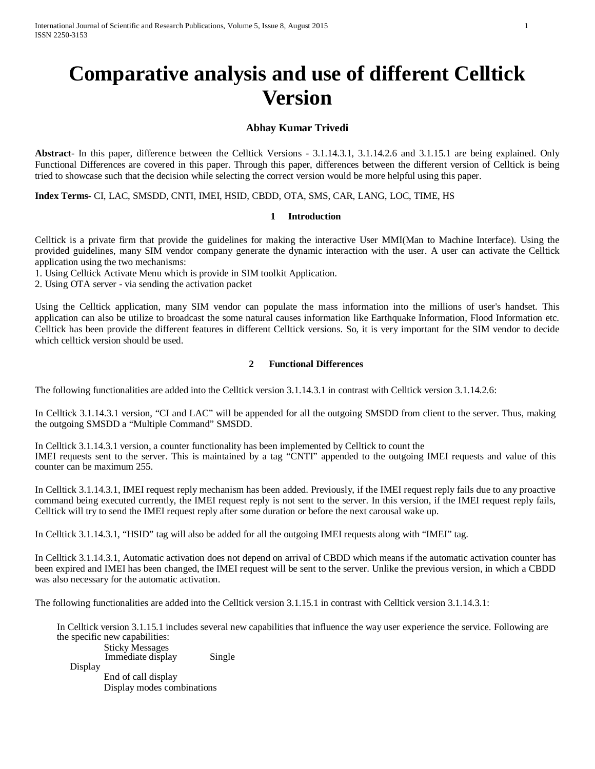# Comparative analysis and use of different Celltick Version

**Abhay Kumar Trivedi**

**Abstract**- In this paper, difference between the Celltick Versions - 3.1.14.3.1, 3.1.14.2.6 and 3.1.15.1 are being explained. Only Functional Differences are covered in this paper. Through this paper, differences between the different version of Celltick is being tried to showcase such that the decision while selecting the correct version would be more helpful using this paper.

**Index Terms**- CI, LAC, SMSDD, CNTI, IMEI, HSID, CBDD, OTA, SMS, CAR, LANG, LOC, TIME, HS

## 1 Introduction

Celltick is a private firm that provide the guidelines for making the interactive User MMI(Man to Machine Interface). Using the provided guidelines, many SIM vendor company generate the dynamic interaction with the user. A user can activate the Celltick application using the two mechanisms:
1. Using Celltick Activate Menu which is provide in SIM toolkit Application.
2. Using OTA server - via sending the activation packet

Using the Celltick application, many SIM vendor can populate the mass information into the millions of user's handset. This application can also be utilize to broadcast the some natural causes information like Earthquake Information, Flood Information etc. Celltick has been provide the different features in different Celltick versions. So, it is very important for the SIM vendor to decide which celltick version should be used.

## 2 Functional Differences

The following functionalities are added into the Celltick version 3.1.14.3.1 in contrast with Celltick version 3.1.14.2.6:

In Celltick 3.1.14.3.1 version, "CI and LAC" will be appended for all the outgoing SMSDD from client to the server. Thus, making the outgoing SMSDD a "Multiple Command" SMSDD.

In Celltick 3.1.14.3.1 version, a counter functionality has been implemented by Celltick to count the IMEI requests sent to the server. This is maintained by a tag "CNTI" appended to the outgoing IMEI requests and value of this counter can be maximum 255.

In Celltick 3.1.14.3.1, IMEI request reply mechanism has been added. Previously, if the IMEI request reply fails due to any proactive command being executed currently, the IMEI request reply is not sent to the server. In this version, if the IMEI request reply fails, Celltick will try to send the IMEI request reply after some duration or before the next carousal wake up.

In Celltick 3.1.14.3.1, "HSID" tag will also be added for all the outgoing IMEI requests along with "IMEI" tag.

In Celltick 3.1.14.3.1, Automatic activation does not depend on arrival of CBDD which means if the automatic activation counter has been expired and IMEI has been changed, the IMEI request will be sent to the server. Unlike the previous version, in which a CBDD was also necessary for the automatic activation.

The following functionalities are added into the Celltick version 3.1.15.1 in contrast with Celltick version 3.1.14.3.1:

In Celltick version 3.1.15.1 includes several new capabilities that influence the way user experience the service. Following are the specific new capabilities:

- Sticky Messages
- Immediate display
- Single Display
- End of call display
- Display modes combinations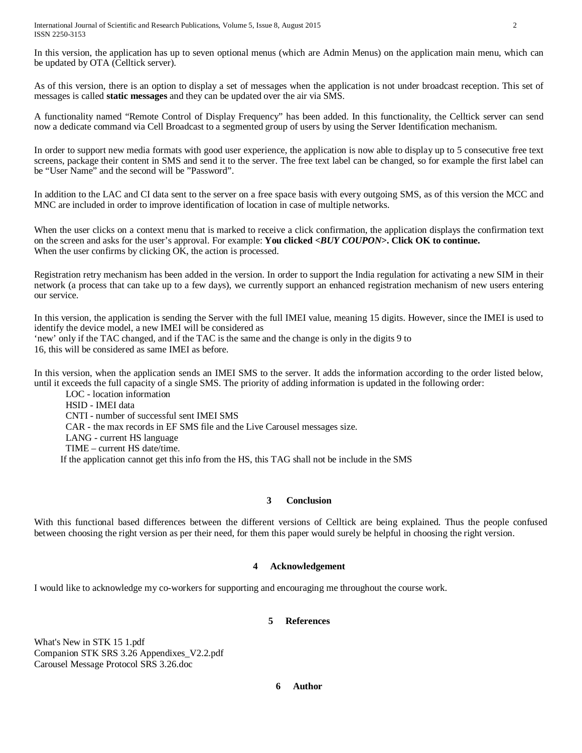In this version, the application has up to seven optional menus (which are Admin Menus) on the application main menu, which can be updated by OTA (Celltick server).

As of this version, there is an option to display a set of messages when the application is not under broadcast reception. This set of messages is called **static messages** and they can be updated over the air via SMS.

A functionality named "Remote Control of Display Frequency" has been added. In this functionality, the Celltick server can send now a dedicate command via Cell Broadcast to a segmented group of users by using the Server Identification mechanism.

In order to support new media formats with good user experience, the application is now able to display up to 5 consecutive free text screens, package their content in SMS and send it to the server. The free text label can be changed, so for example the first label can be "User Name" and the second will be "Password".

In addition to the LAC and CI data sent to the server on a free space basis with every outgoing SMS, as of this version the MCC and MNC are included in order to improve identification of location in case of multiple networks.

When the user clicks on a context menu that is marked to receive a click confirmation, the application displays the confirmation text on the screen and asks for the user's approval. For example: **You clicked <*BUY COUPON*>. Click OK to continue.**
When the user confirms by clicking OK, the action is processed.

Registration retry mechanism has been added in the version. In order to support the India regulation for activating a new SIM in their network (a process that can take up to a few days), we currently support an enhanced registration mechanism of new users entering our service.

In this version, the application is sending the Server with the full IMEI value, meaning 15 digits. However, since the IMEI is used to identify the device model, a new IMEI will be considered as
'new' only if the TAC changed, and if the TAC is the same and the change is only in the digits 9 to
16, this will be considered as same IMEI as before.

In this version, when the application sends an IMEI SMS to the server. It adds the information according to the order listed below, until it exceeds the full capacity of a single SMS. The priority of adding information is updated in the following order:

LOC - location information
HSID - IMEI data
CNTI - number of successful sent IMEI SMS
CAR - the max records in EF SMS file and the Live Carousel messages size.
LANG - current HS language
TIME – current HS date/time.

If the application cannot get this info from the HS, this TAG shall not be include in the SMS

## 3 Conclusion

With this functional based differences between the different versions of Celltick are being explained. Thus the people confused between choosing the right version as per their need, for them this paper would surely be helpful in choosing the right version.

## 4 Acknowledgement

I would like to acknowledge my co-workers for supporting and encouraging me throughout the course work.

## 5 References

What's New in STK 15 1.pdf
Companion STK SRS 3.26 Appendixes_V2.2.pdf
Carousel Message Protocol SRS 3.26.doc

## 6 Author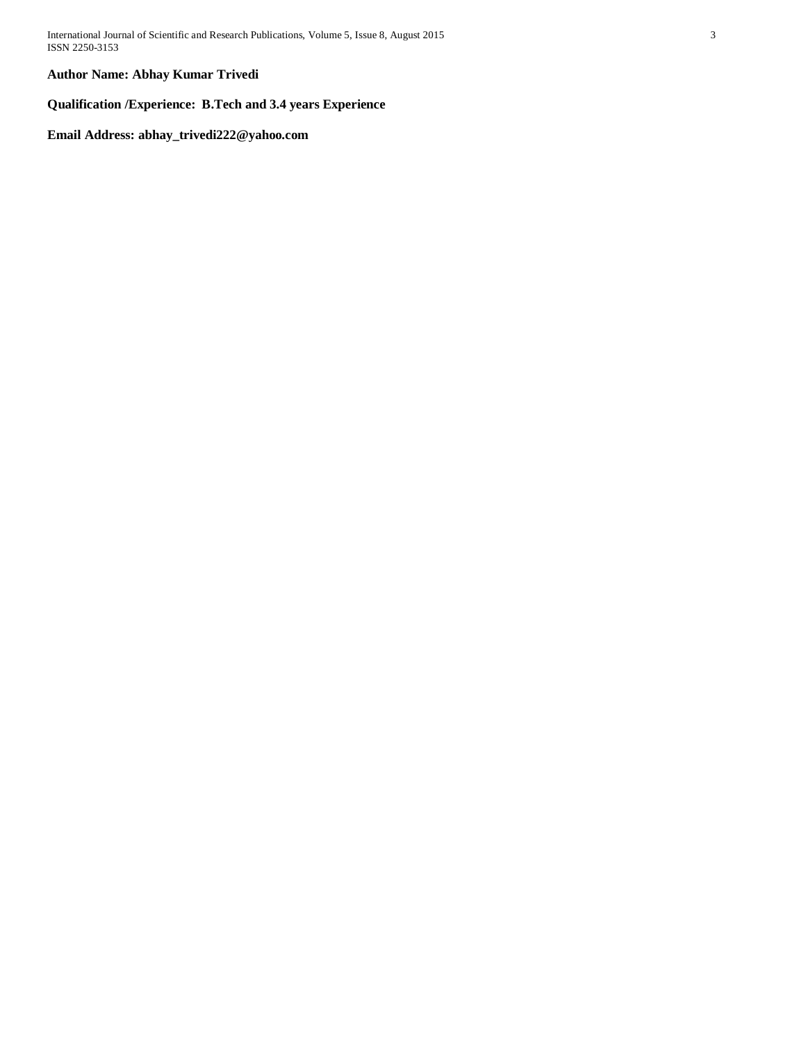**Author Name: Abhay Kumar Trivedi**

**Qualification /Experience: B.Tech and 3.4 years Experience**

**Email Address: abhay_trivedi222@yahoo.com**